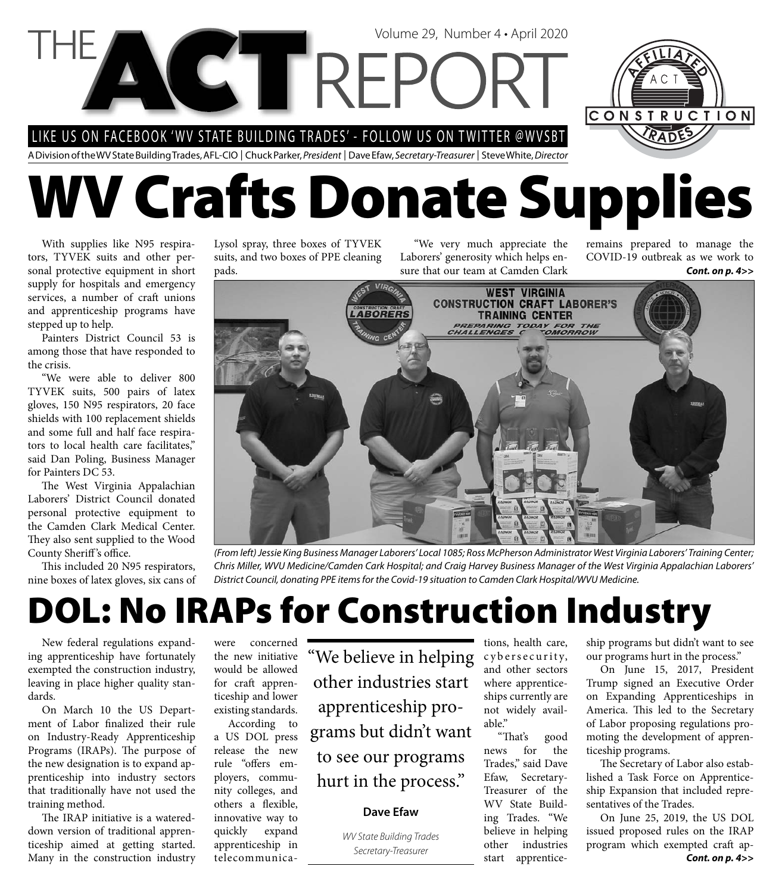# THE ACT REPORT

Volume 29, Number 4 • April 2020

LIKE US ON FACEBOOK 'WV STATE BUILDING TRADES' - FOLLOW US ON TWITTER @WVSBT

A Division of the WV State Building Trades, AFL-CIO | Chuck Parker, *President* | Dave Efaw, *Secretary-Treasurer* | Steve White, *Director*

# WV Crafts Donate Supplies

With supplies like N95 respirators, TYVEK suits and other personal protective equipment in short supply for hospitals and emergency services, a number of craft unions and apprenticeship programs have stepped up to help.

Painters District Council 53 is among those that have responded to the crisis.

"We were able to deliver 800 TYVEK suits, 500 pairs of latex gloves, 150 N95 respirators, 20 face shields with 100 replacement shields and some full and half face respirators to local health care facilitates," said Dan Poling, Business Manager for Painters DC 53.

The West Virginia Appalachian Laborers' District Council donated personal protective equipment to the Camden Clark Medical Center. They also sent supplied to the Wood County Sheriff's office.

This included 20 N95 respirators, nine boxes of latex gloves, six cans of Lysol spray, three boxes of TYVEK suits, and two boxes of PPE cleaning pads.

"We very much appreciate the Laborers' generosity which helps ensure that our team at Camden Clark remains prepared to manage the COVID-19 outbreak as we work to

***Cont. on p. 4>>***

*(From left) Jessie King Business Manager Laborers' Local 1085; Ross McPherson Administrator West Virginia Laborers' Training Center; Chris Miller, WVU Medicine/Camden Cark Hospital; and Craig Harvey Business Manager of the West Virginia Appalachian Laborers' District Council, donating PPE items for the Covid-19 situation to Camden Clark Hospital/WVU Medicine.*

# DOL: No IRAPs for Construction Industry

New federal regulations expanding apprenticeship have fortunately exempted the construction industry, leaving in place higher quality standards.

On March 10 the US Department of Labor finalized their rule on Industry-Ready Apprenticeship Programs (IRAPs). The purpose of the new designation is to expand apprenticeship into industry sectors that traditionally have not used the training method.

The IRAP initiative is a watered-down version of traditional apprenticeship aimed at getting started. Many in the construction industry were concerned the new initiative would be allowed for craft apprenticeship and lower existing standards.

According to a US DOL press release the new rule "offers employers, community colleges, and others a flexible, innovative way to quickly expand apprenticeship in telecommunications, health care, cybersecurity, and other sectors where apprenticeships currently are not widely available."

> "We believe in helping other industries start apprenticeship programs but didn't want to see our programs hurt in the process."
>
> **Dave Efaw**
>
> *WV State Building Trades Secretary-Treasurer*

"That's good news for the Trades," said Dave Efaw, Secretary-Treasurer of the WV State Building Trades. "We believe in helping other industries start apprenticeship programs but didn't want to see our programs hurt in the process."

On June 15, 2017, President Trump signed an Executive Order on Expanding Apprenticeships in America. This led to the Secretary of Labor proposing regulations promoting the development of apprenticeship programs.

The Secretary of Labor also established a Task Force on Apprenticeship Expansion that included representatives of the Trades.

On June 25, 2019, the US DOL issued proposed rules on the IRAP program which exempted craft ap-

***Cont. on p. 4>>***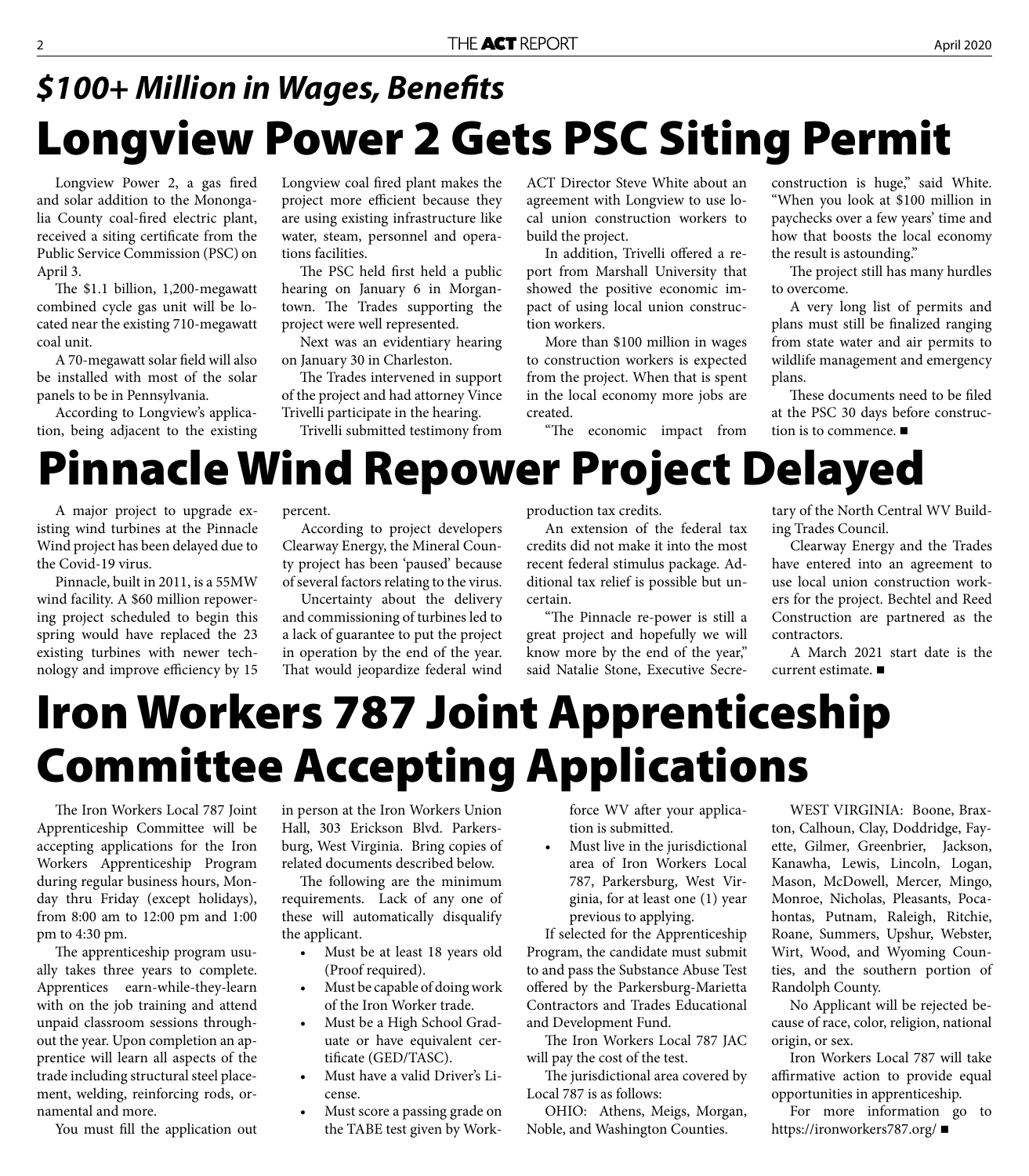### *$100+ Million in Wages, Benefits*

# Longview Power 2 Gets PSC Siting Permit

Longview Power 2, a gas fired and solar addition to the Monongalia County coal-fired electric plant, received a siting certificate from the Public Service Commission (PSC) on April 3.

The $1.1 billion, 1,200-megawatt combined cycle gas unit will be located near the existing 710-megawatt coal unit.

A 70-megawatt solar field will also be installed with most of the solar panels to be in Pennsylvania.

According to Longview's application, being adjacent to the existing Longview coal fired plant makes the project more efficient because they are using existing infrastructure like water, steam, personnel and operations facilities.

The PSC held first held a public hearing on January 6 in Morgantown. The Trades supporting the project were well represented.

Next was an evidentiary hearing on January 30 in Charleston.

The Trades intervened in support of the project and had attorney Vince Trivelli participate in the hearing.

Trivelli submitted testimony from ACT Director Steve White about an agreement with Longview to use local union construction workers to build the project.

In addition, Trivelli offered a report from Marshall University that showed the positive economic impact of using local union construction workers.

More than $100 million in wages to construction workers is expected from the project. When that is spent in the local economy more jobs are created.

"The economic impact from construction is huge," said White. "When you look at $100 million in paychecks over a few years' time and how that boosts the local economy the result is astounding."

The project still has many hurdles to overcome.

A very long list of permits and plans must still be finalized ranging from state water and air permits to wildlife management and emergency plans.

These documents need to be filed at the PSC 30 days before construction is to commence. ■

# Pinnacle Wind Repower Project Delayed

A major project to upgrade existing wind turbines at the Pinnacle Wind project has been delayed due to the Covid-19 virus.

Pinnacle, built in 2011, is a 55MW wind facility. A $60 million repowering project scheduled to begin this spring would have replaced the 23 existing turbines with newer technology and improve efficiency by 15 percent.

According to project developers Clearway Energy, the Mineral County project has been 'paused' because of several factors relating to the virus.

Uncertainty about the delivery and commissioning of turbines led to a lack of guarantee to put the project in operation by the end of the year. That would jeopardize federal wind production tax credits.

An extension of the federal tax credits did not make it into the most recent federal stimulus package. Additional tax relief is possible but uncertain.

"The Pinnacle re-power is still a great project and hopefully we will know more by the end of the year," said Natalie Stone, Executive Secretary of the North Central WV Building Trades Council.

Clearway Energy and the Trades have entered into an agreement to use local union construction workers for the project. Bechtel and Reed Construction are partnered as the contractors.

A March 2021 start date is the current estimate. ■

# Iron Workers 787 Joint Apprenticeship Committee Accepting Applications

The Iron Workers Local 787 Joint Apprenticeship Committee will be accepting applications for the Iron Workers Apprenticeship Program during regular business hours, Monday thru Friday (except holidays), from 8:00 am to 12:00 pm and 1:00 pm to 4:30 pm.

The apprenticeship program usually takes three years to complete. Apprentices earn-while-they-learn with on the job training and attend unpaid classroom sessions throughout the year. Upon completion an apprentice will learn all aspects of the trade including structural steel placement, welding, reinforcing rods, ornamental and more.

You must fill the application out in person at the Iron Workers Union Hall, 303 Erickson Blvd. Parkersburg, West Virginia. Bring copies of related documents described below.

The following are the minimum requirements. Lack of any one of these will automatically disqualify the applicant.

- Must be at least 18 years old (Proof required).
- Must be capable of doing work of the Iron Worker trade.
- Must be a High School Graduate or have equivalent certificate (GED/TASC).
- Must have a valid Driver's License.
- Must score a passing grade on the TABE test given by Workforce WV after your application is submitted.
- Must live in the jurisdictional area of Iron Workers Local 787, Parkersburg, West Virginia, for at least one (1) year previous to applying.

If selected for the Apprenticeship Program, the candidate must submit to and pass the Substance Abuse Test offered by the Parkersburg-Marietta Contractors and Trades Educational and Development Fund.

The Iron Workers Local 787 JAC will pay the cost of the test.

The jurisdictional area covered by Local 787 is as follows:

OHIO: Athens, Meigs, Morgan, Noble, and Washington Counties.

WEST VIRGINIA: Boone, Braxton, Calhoun, Clay, Doddridge, Fayette, Gilmer, Greenbrier, Jackson, Kanawha, Lewis, Lincoln, Logan, Mason, McDowell, Mercer, Mingo, Monroe, Nicholas, Pleasants, Pocahontas, Putnam, Raleigh, Ritchie, Roane, Summers, Upshur, Webster, Wirt, Wood, and Wyoming Counties, and the southern portion of Randolph County.

No Applicant will be rejected because of race, color, religion, national origin, or sex.

Iron Workers Local 787 will take affirmative action to provide equal opportunities in apprenticeship.

For more information go to https://ironworkers787.org/ ■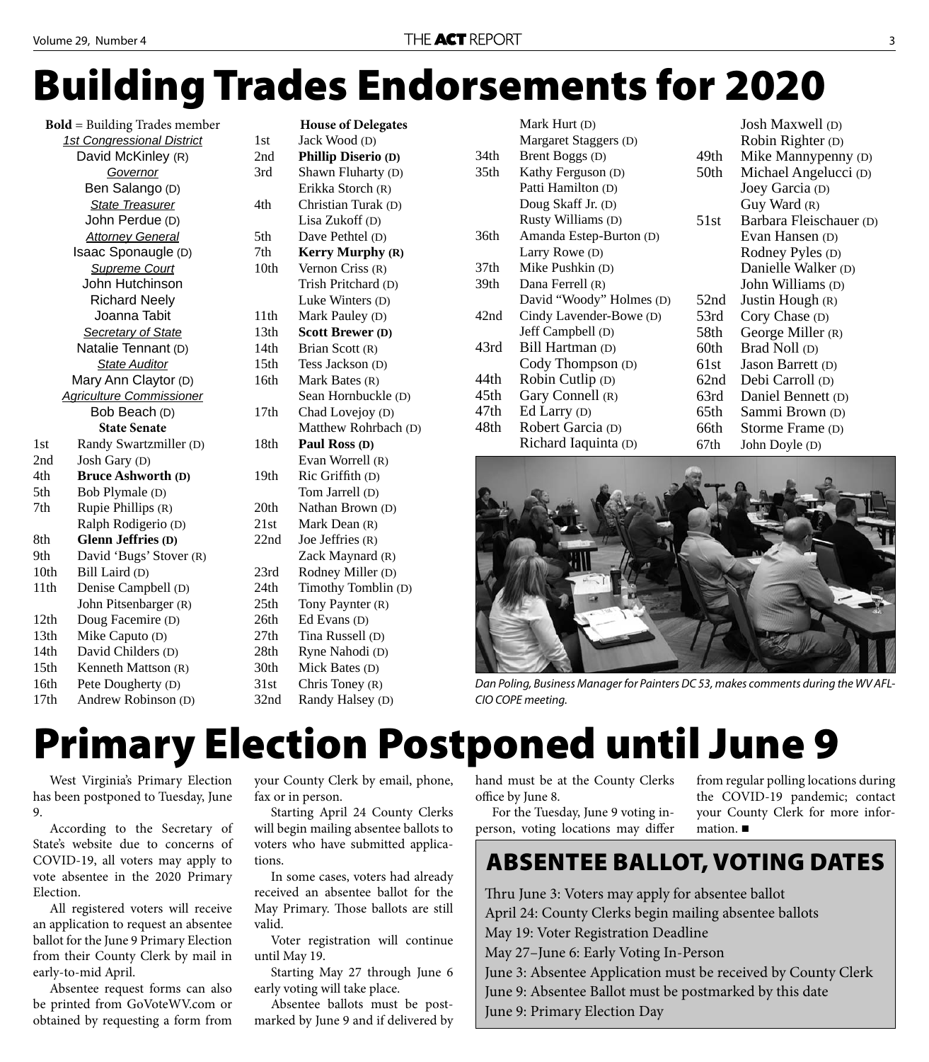# Building Trades Endorsements for 2020

**Bold** = Building Trades member

*1st Congressional District*
David McKinley (R)

*Governor*
Ben Salango (D)

*State Treasurer*
John Perdue (D)

*Attorney General*
Isaac Sponaugle (D)

*Supreme Court*
John Hutchinson
Richard Neely
Joanna Tabit

*Secretary of State*
Natalie Tennant (D)

*State Auditor*
Mary Ann Claytor (D)

*Agriculture Commissioner*
Bob Beach (D)

**State Senate**

| District | Candidate |
|---|---|
| 1st | Randy Swartzmiller (D) |
| 2nd | Josh Gary (D) |
| 4th | **Bruce Ashworth (D)** |
| 5th | Bob Plymale (D) |
| 7th | Rupie Phillips (R) |
| | Ralph Rodigerio (D) |
| 8th | **Glenn Jeffries (D)** |
| 9th | David 'Bugs' Stover (R) |
| 10th | Bill Laird (D) |
| 11th | Denise Campbell (D) |
| | John Pitsenbarger (R) |
| 12th | Doug Facemire (D) |
| 13th | Mike Caputo (D) |
| 14th | David Childers (D) |
| 15th | Kenneth Mattson (R) |
| 16th | Pete Dougherty (D) |
| 17th | Andrew Robinson (D) |

**House of Delegates**

| District | Candidate |
|---|---|
| 1st | Jack Wood (D) |
| 2nd | **Phillip Diserio (D)** |
| 3rd | Shawn Fluharty (D) |
| | Erikka Storch (R) |
| 4th | Christian Turak (D) |
| | Lisa Zukoff (D) |
| 5th | Dave Pethtel (D) |
| 7th | **Kerry Murphy (R)** |
| 10th | Vernon Criss (R) |
| | Trish Pritchard (D) |
| | Luke Winters (D) |
| 11th | Mark Pauley (D) |
| 13th | **Scott Brewer (D)** |
| 14th | Brian Scott (R) |
| 15th | Tess Jackson (D) |
| 16th | Mark Bates (R) |
| | Sean Hornbuckle (D) |
| 17th | Chad Lovejoy (D) |
| | Matthew Rohrbach (D) |
| 18th | **Paul Ross (D)** |
| | Evan Worrell (R) |
| 19th | Ric Griffith (D) |
| | Tom Jarrell (D) |
| 20th | Nathan Brown (D) |
| 21st | Mark Dean (R) |
| 22nd | Joe Jeffries (R) |
| | Zack Maynard (R) |
| 23rd | Rodney Miller (D) |
| 24th | Timothy Tomblin (D) |
| 25th | Tony Paynter (R) |
| 26th | Ed Evans (D) |
| 27th | Tina Russell (D) |
| 28th | Ryne Nahodi (D) |
| 30th | Mick Bates (D) |
| 31st | Chris Toney (R) |
| 32nd | Randy Halsey (D) |
| | Mark Hurt (D) |
| | Margaret Staggers (D) |
| 34th | Brent Boggs (D) |
| 35th | Kathy Ferguson (D) |
| | Patti Hamilton (D) |
| | Doug Skaff Jr. (D) |
| | Rusty Williams (D) |
| 36th | Amanda Estep-Burton (D) |
| | Larry Rowe (D) |
| 37th | Mike Pushkin (D) |
| 39th | Dana Ferrell (R) |
| | David "Woody" Holmes (D) |
| 42nd | Cindy Lavender-Bowe (D) |
| | Jeff Campbell (D) |
| 43rd | Bill Hartman (D) |
| | Cody Thompson (D) |
| 44th | Robin Cutlip (D) |
| 45th | Gary Connell (R) |
| 47th | Ed Larry (D) |
| 48th | Robert Garcia (D) |
| | Richard Iaquinta (D) |
| | Josh Maxwell (D) |
| | Robin Righter (D) |
| 49th | Mike Mannypenny (D) |
| 50th | Michael Angelucci (D) |
| | Joey Garcia (D) |
| | Guy Ward (R) |
| 51st | Barbara Fleischauer (D) |
| | Evan Hansen (D) |
| | Rodney Pyles (D) |
| | Danielle Walker (D) |
| | John Williams (D) |
| 52nd | Justin Hough (R) |
| 53rd | Cory Chase (D) |
| 58th | George Miller (R) |
| 60th | Brad Noll (D) |
| 61st | Jason Barrett (D) |
| 62nd | Debi Carroll (D) |
| 63rd | Daniel Bennett (D) |
| 65th | Sammi Brown (D) |
| 66th | Storme Frame (D) |
| 67th | John Doyle (D) |

*Dan Poling, Business Manager for Painters DC 53, makes comments during the WV AFL-CIO COPE meeting.*

# Primary Election Postponed until June 9

West Virginia's Primary Election has been postponed to Tuesday, June 9.

According to the Secretary of State's website due to concerns of COVID-19, all voters may apply to vote absentee in the 2020 Primary Election.

All registered voters will receive an application to request an absentee ballot for the June 9 Primary Election from their County Clerk by mail in early-to-mid April.

Absentee request forms can also be printed from GoVoteWV.com or obtained by requesting a form from your County Clerk by email, phone, fax or in person.

Starting April 24 County Clerks will begin mailing absentee ballots to voters who have submitted applications.

In some cases, voters had already received an absentee ballot for the May Primary. Those ballots are still valid.

Voter registration will continue until May 19.

Starting May 27 through June 6 early voting will take place.

Absentee ballots must be postmarked by June 9 and if delivered by hand must be at the County Clerks office by June 8.

For the Tuesday, June 9 voting in-person, voting locations may differ from regular polling locations during the COVID-19 pandemic; contact your County Clerk for more information. ■

## ABSENTEE BALLOT, VOTING DATES

Thru June 3: Voters may apply for absentee ballot
April 24: County Clerks begin mailing absentee ballots
May 19: Voter Registration Deadline
May 27–June 6: Early Voting In-Person
June 3: Absentee Application must be received by County Clerk
June 9: Absentee Ballot must be postmarked by this date
June 9: Primary Election Day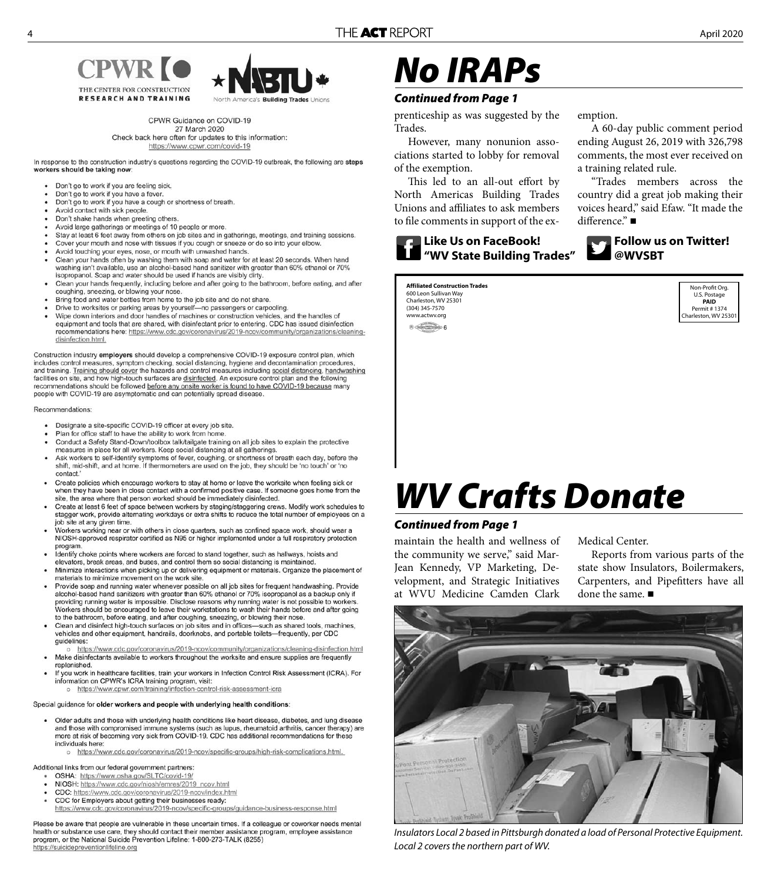CPWR THE CENTER FOR CONSTRUCTION RESEARCH AND TRAINING

NABTU North America's Building Trades Unions

CPWR Guidance on COVID-19
27 March 2020
Check back here often for updates to this information:
https://www.cpwr.com/covid-19

In response to the construction industry's questions regarding the COVID-19 outbreak, the following are **steps workers should be taking now**:

- Don't go to work if you are feeling sick.
- Don't go to work if you have a fever.
- Don't go to work if you have a cough or shortness of breath.
- Avoid contact with sick people.
- Don't shake hands when greeting others.
- Avoid large gatherings or meetings of 10 people or more.
- Stay at least 6 feet away from others on job sites and in gatherings, meetings, and training sessions.
- Cover your mouth and nose with tissues if you cough or sneeze or do so into your elbow.
- Avoid touching your eyes, nose, or mouth with unwashed hands.
- Clean your hands often by washing them with soap and water for at least 20 seconds. When hand washing isn't available, use an alcohol-based hand sanitizer with greater than 60% ethanol or 70% isopropanol. Soap and water should be used if hands are visibly dirty.
- Clean your hands frequently, including before and after going to the bathroom, before eating, and after coughing, sneezing, or blowing your nose.
- Bring food and water bottles from home to the job site and do not share.
- Drive to worksites or parking areas by yourself—no passengers or carpooling.
- Wipe down interiors and door handles of machines or construction vehicles, and the handles of equipment and tools that are shared, with disinfectant prior to entering. CDC has issued disinfection recommendations here: https://www.cdc.gov/coronavirus/2019-ncov/community/organizations/cleaning-disinfection.html.

Construction industry **employers** should develop a comprehensive COVID-19 exposure control plan, which includes control measures, symptom checking, social distancing, hygiene and decontamination procedures, and training. Training should cover the hazards and control measures including social distancing, handwashing facilities on site, and how high-touch surfaces are disinfected. An exposure control plan and the following recommendations should be followed before any onsite worker is found to have COVID-19 because many people with COVID-19 are asymptomatic and can potentially spread disease.

Recommendations:

- Designate a site-specific COVID-19 officer at every job site.
- Plan for office staff to have the ability to work from home.
- Conduct a Safety Stand-Down/toolbox talk/tailgate training on all job sites to explain the protective measures in place for all workers. Keep social distancing at all gatherings.
- Ask workers to self-identify symptoms of fever, coughing, or shortness of breath each day, before the shift, mid-shift, and at home. If thermometers are used on the job, they should be 'no touch' or 'no contact.'
- Create policies which encourage workers to stay at home or leave the worksite when feeling sick or when they have been in close contact with a confirmed positive case. If someone goes home from the site, the area where that person worked should be immediately disinfected.
- Create at least 6 feet of space between workers by staging/staggering crews. Modify work schedules to stagger work, provide alternating workdays or extra shifts to reduce the total number of employees on a job site at any given time.
- Workers working near or with others in close quarters, such as confined space work, should wear a NIOSH-approved respirator certified as N95 or higher implemented under a full respiratory protection program.
- Identify choke points where workers are forced to stand together, such as hallways, hoists and elevators, break areas, and buses, and control them so social distancing is maintained.
- Minimize interactions when picking up or delivering equipment or materials. Organize the placement of materials to minimize movement on the work site.
- Provide soap and running water whenever possible on all job sites for frequent handwashing. Provide alcohol-based hand sanitizers with greater than 60% ethanol or 70% isopropanol as a backup only if providing running water is impossible. Disclose reasons why running water is not possible to workers. Workers should be encouraged to leave their workstations to wash their hands before and after going to the bathroom, before eating, and after coughing, sneezing, or blowing their nose.
- Clean and disinfect high-touch surfaces on job sites and in offices—such as shared tools, machines, vehicles and other equipment, handrails, doorknobs, and portable toilets—frequently, per CDC guidelines:
  - https://www.cdc.gov/coronavirus/2019-ncov/community/organizations/cleaning-disinfection.html
- Make disinfectants available to workers throughout the worksite and ensure supplies are frequently replenished.
- If you work in healthcare facilities, train your workers in Infection Control Risk Assessment (ICRA). For information on CPWR's ICRA training program, visit:
  - https://www.cpwr.com/training/infection-control-risk-assessment-icra

Special guidance for **older workers and people with underlying health conditions**:

- Older adults and those with underlying health conditions like heart disease, diabetes, and lung disease and those with compromised immune systems (such as lupus, rheumatoid arthritis, cancer therapy) are more at risk of becoming very sick from COVID-19. CDC has additional recommendations for these individuals here:
  - https://www.cdc.gov/coronavirus/2019-ncov/specific-groups/high-risk-complications.html.

Additional links from our federal government partners:

- OSHA: https://www.osha.gov/SLTC/covid-19/
- NIOSH: https://www.cdc.gov/niosh/emres/2019_ncov.html
- CDC: https://www.cdc.gov/coronavirus/2019-ncov/index.html
- CDC for Employers about getting their businesses ready: https://www.cdc.gov/coronavirus/2019-ncov/specific-groups/guidance-business-response.html

Please be aware that people are vulnerable in these uncertain times. If a colleague or coworker needs mental health or substance use care, they should contact their member assistance program, employee assistance program, or the National Suicide Prevention Lifeline: 1-800-273-TALK (8255)
https://suicidepreventionlifeline.org

# No IRAPs

### *Continued from Page 1*

prenticeship as was suggested by the Trades.

However, many nonunion associations started to lobby for removal of the exemption.

This led to an all-out effort by North Americas Building Trades Unions and affiliates to ask members to file comments in support of the exemption.

A 60-day public comment period ending August 26, 2019 with 326,798 comments, the most ever received on a training related rule.

"Trades members across the country did a great job making their voices heard," said Efaw. "It made the difference." ■

**Like Us on FaceBook! "WV State Building Trades"**

**Follow us on Twitter! @WVSBT**

**Affiliated Construction Trades**
600 Leon Sullivan Way
Charleston, WV 25301
(304) 345-7570
www.actwv.org

Non-Profit Org.
U.S. Postage
**PAID**
Permit # 1374
Charleston, WV 25301

# WV Crafts Donate

### *Continued from Page 1*

maintain the health and wellness of the community we serve," said Mar-Jean Kennedy, VP Marketing, Development, and Strategic Initiatives at WVU Medicine Camden Clark Medical Center.

Reports from various parts of the state show Insulators, Boilermakers, Carpenters, and Pipefitters have all done the same. ■

*Insulators Local 2 based in Pittsburgh donated a load of Personal Protective Equipment. Local 2 covers the northern part of WV.*